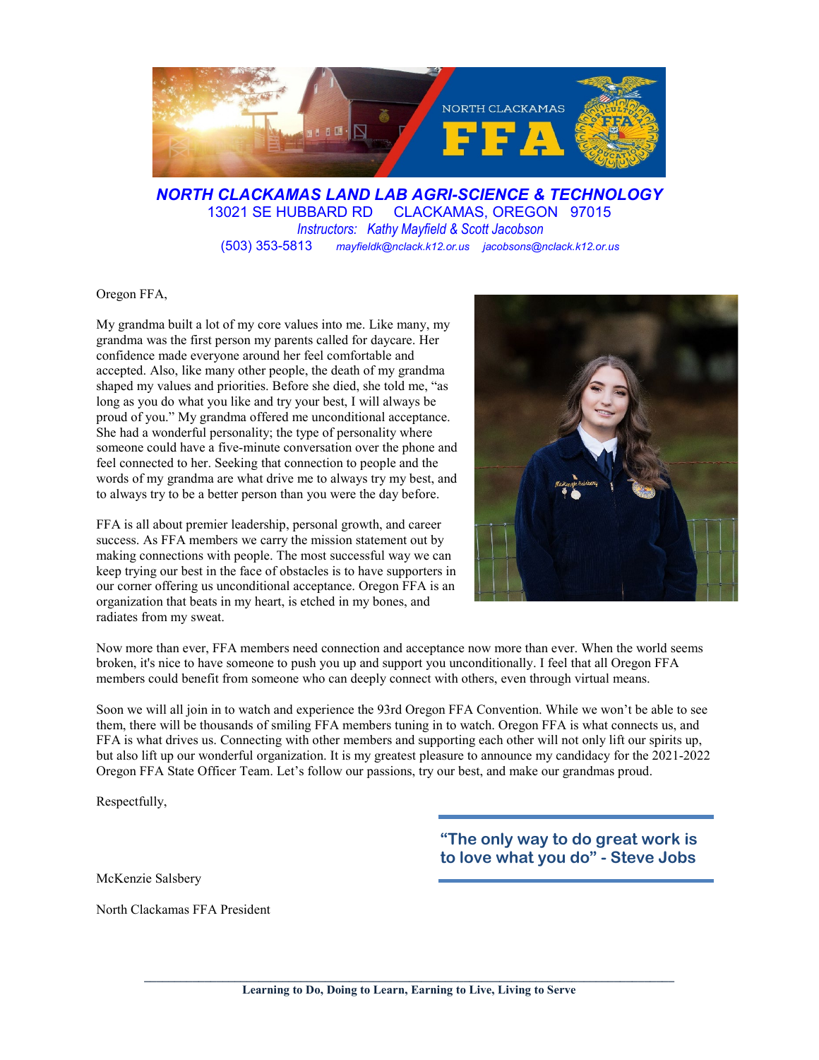NORTH CLACKAMAS FFA

***NORTH CLACKAMAS LAND LAB AGRI-SCIENCE & TECHNOLOGY***

13021 SE HUBBARD RD CLACKAMAS, OREGON 97015

*Instructors: Kathy Mayfield & Scott Jacobson*

(503) 353-5813 *mayfieldk@nclack.k12.or.us* *jacobsons@nclack.k12.or.us*

Oregon FFA,

My grandma built a lot of my core values into me. Like many, my grandma was the first person my parents called for daycare. Her confidence made everyone around her feel comfortable and accepted. Also, like many other people, the death of my grandma shaped my values and priorities. Before she died, she told me, "as long as you do what you like and try your best, I will always be proud of you." My grandma offered me unconditional acceptance. She had a wonderful personality; the type of personality where someone could have a five-minute conversation over the phone and feel connected to her. Seeking that connection to people and the words of my grandma are what drive me to always try my best, and to always try to be a better person than you were the day before.

FFA is all about premier leadership, personal growth, and career success. As FFA members we carry the mission statement out by making connections with people. The most successful way we can keep trying our best in the face of obstacles is to have supporters in our corner offering us unconditional acceptance. Oregon FFA is an organization that beats in my heart, is etched in my bones, and radiates from my sweat.

Now more than ever, FFA members need connection and acceptance now more than ever. When the world seems broken, it's nice to have someone to push you up and support you unconditionally. I feel that all Oregon FFA members could benefit from someone who can deeply connect with others, even through virtual means.

Soon we will all join in to watch and experience the 93rd Oregon FFA Convention. While we won't be able to see them, there will be thousands of smiling FFA members tuning in to watch. Oregon FFA is what connects us, and FFA is what drives us. Connecting with other members and supporting each other will not only lift our spirits up, but also lift up our wonderful organization. It is my greatest pleasure to announce my candidacy for the 2021-2022 Oregon FFA State Officer Team. Let's follow our passions, try our best, and make our grandmas proud.

Respectfully,

**"The only way to do great work is to love what you do" - Steve Jobs**

McKenzie Salsbery

North Clackamas FFA President

**Learning to Do, Doing to Learn, Earning to Live, Living to Serve**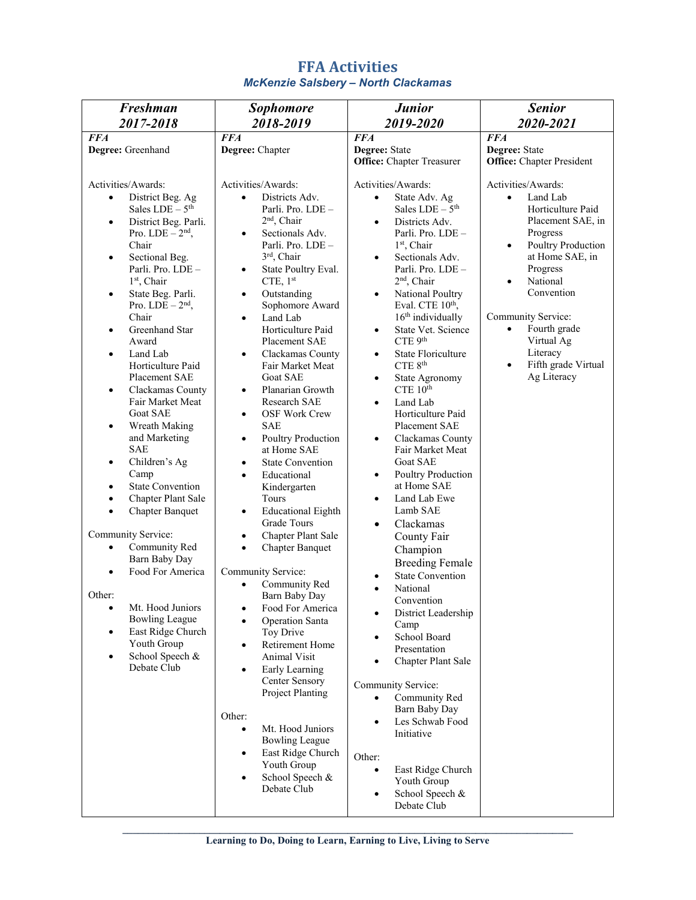# FFA Activities

### *McKenzie Salsbery – North Clackamas*

| ***Freshman 2017-2018*** | ***Sophomore 2018-2019*** | ***Junior 2019-2020*** | ***Senior 2020-2021*** |
|---|---|---|---|
| ***FFA*** <br> **Degree:** Greenhand <br><br> Activities/Awards: <br> • District Beg. Ag Sales LDE – 5th <br> • District Beg. Parli. Pro. LDE – 2nd, Chair <br> • Sectional Beg. Parli. Pro. LDE – 1st, Chair <br> • State Beg. Parli. Pro. LDE – 2nd, Chair <br> • Greenhand Star Award <br> • Land Lab Horticulture Paid Placement SAE <br> • Clackamas County Fair Market Meat Goat SAE <br> • Wreath Making and Marketing SAE <br> • Children's Ag Camp <br> • State Convention <br> • Chapter Plant Sale <br> • Chapter Banquet <br><br> Community Service: <br> • Community Red Barn Baby Day <br> • Food For America <br><br> Other: <br> • Mt. Hood Juniors Bowling League <br> • East Ridge Church Youth Group <br> • School Speech & Debate Club | ***FFA*** <br> **Degree:** Chapter <br><br> Activities/Awards: <br> • Districts Adv. Parli. Pro. LDE – 2nd, Chair <br> • Sectionals Adv. Parli. Pro. LDE – 3rd, Chair <br> • State Poultry Eval. CTE, 1st <br> • Outstanding Sophomore Award <br> • Land Lab Horticulture Paid Placement SAE <br> • Clackamas County Fair Market Meat Goat SAE <br> • Planarian Growth Research SAE <br> • OSF Work Crew SAE <br> • Poultry Production at Home SAE <br> • State Convention <br> • Educational Kindergarten Tours <br> • Educational Eighth Grade Tours <br> • Chapter Plant Sale <br> • Chapter Banquet <br><br> Community Service: <br> • Community Red Barn Baby Day <br> • Food For America <br> • Operation Santa Toy Drive <br> • Retirement Home Animal Visit <br> • Early Learning Center Sensory Project Planting <br><br> Other: <br> • Mt. Hood Juniors Bowling League <br> • East Ridge Church Youth Group <br> • School Speech & Debate Club | ***FFA*** <br> **Degree:** State <br> **Office:** Chapter Treasurer <br><br> Activities/Awards: <br> • State Adv. Ag Sales LDE – 5th <br> • Districts Adv. Parli. Pro. LDE – 1st, Chair <br> • Sectionals Adv. Parli. Pro. LDE – 2nd, Chair <br> • National Poultry Eval. CTE 10th, 16th individually <br> • State Vet. Science CTE 9th <br> • State Floriculture CTE 8th <br> • State Agronomy CTE 10th <br> • Land Lab Horticulture Paid Placement SAE <br> • Clackamas County Fair Market Meat Goat SAE <br> • Poultry Production at Home SAE <br> • Land Lab Ewe Lamb SAE <br> • Clackamas County Fair Champion Breeding Female <br> • State Convention <br> • National Convention <br> • District Leadership Camp <br> • School Board Presentation <br> • Chapter Plant Sale <br><br> Community Service: <br> • Community Red Barn Baby Day <br> • Les Schwab Food Initiative <br><br> Other: <br> • East Ridge Church Youth Group <br> • School Speech & Debate Club | ***FFA*** <br> **Degree:** State <br> **Office:** Chapter President <br><br> Activities/Awards: <br> • Land Lab Horticulture Paid Placement SAE, in Progress <br> • Poultry Production at Home SAE, in Progress <br> • National Convention <br><br> Community Service: <br> • Fourth grade Virtual Ag Literacy <br> • Fifth grade Virtual Ag Literacy |

**Learning to Do, Doing to Learn, Earning to Live, Living to Serve**